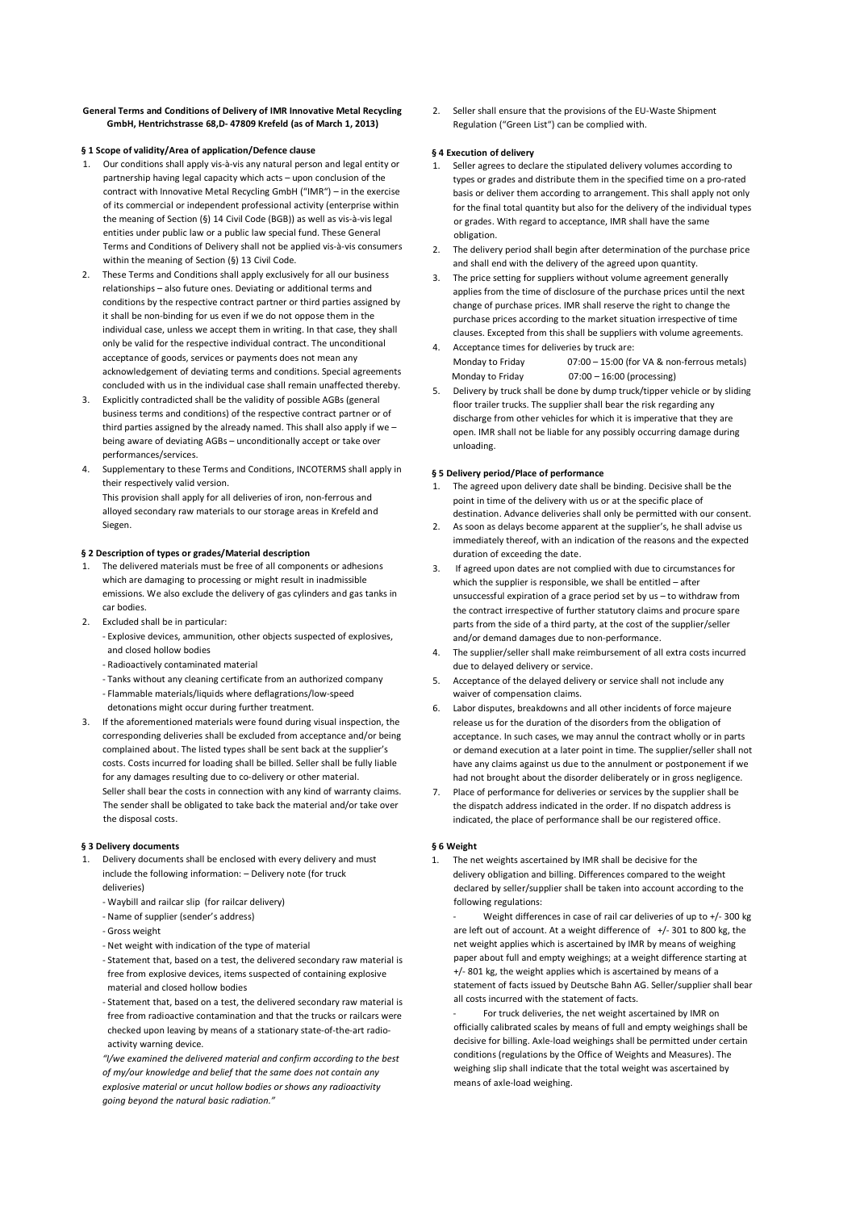**General Terms and Conditions of Delivery of IMR Innovative Metal Recycling GmbH, Hentrichstrasse 68,D- 47809 Krefeld (as of March 1, 2013)**

**§ 1 Scope of validity/Area of application/Defence clause**

1. Our conditions shall apply vis-à-vis any natural person and legal entity or partnership having legal capacity which acts – upon conclusion of the contract with Innovative Metal Recycling GmbH ("IMR") – in the exercise of its commercial or independent professional activity (enterprise within the meaning of Section (§) 14 Civil Code (BGB)) as well as vis-à-vis legal entities under public law or a public law special fund. These General Terms and Conditions of Delivery shall not be applied vis-à-vis consumers within the meaning of Section (§) 13 Civil Code.
2. These Terms and Conditions shall apply exclusively for all our business relationships – also future ones. Deviating or additional terms and conditions by the respective contract partner or third parties assigned by it shall be non-binding for us even if we do not oppose them in the individual case, unless we accept them in writing. In that case, they shall only be valid for the respective individual contract. The unconditional acceptance of goods, services or payments does not mean any acknowledgement of deviating terms and conditions. Special agreements concluded with us in the individual case shall remain unaffected thereby.
3. Explicitly contradicted shall be the validity of possible AGBs (general business terms and conditions) of the respective contract partner or of third parties assigned by the already named. This shall also apply if we – being aware of deviating AGBs – unconditionally accept or take over performances/services.
4. Supplementary to these Terms and Conditions, INCOTERMS shall apply in their respectively valid version.
   This provision shall apply for all deliveries of iron, non-ferrous and alloyed secondary raw materials to our storage areas in Krefeld and Siegen.

**§ 2 Description of types or grades/Material description**

1. The delivered materials must be free of all components or adhesions which are damaging to processing or might result in inadmissible emissions. We also exclude the delivery of gas cylinders and gas tanks in car bodies.
2. Excluded shall be in particular:
   - Explosive devices, ammunition, other objects suspected of explosives, and closed hollow bodies
   - Radioactively contaminated material
   - Tanks without any cleaning certificate from an authorized company
   - Flammable materials/liquids where deflagrations/low-speed detonations might occur during further treatment.
3. If the aforementioned materials were found during visual inspection, the corresponding deliveries shall be excluded from acceptance and/or being complained about. The listed types shall be sent back at the supplier's costs. Costs incurred for loading shall be billed. Seller shall be fully liable for any damages resulting due to co-delivery or other material.
   Seller shall bear the costs in connection with any kind of warranty claims. The sender shall be obligated to take back the material and/or take over the disposal costs.

**§ 3 Delivery documents**

1. Delivery documents shall be enclosed with every delivery and must include the following information: – Delivery note (for truck deliveries)
   - Waybill and railcar slip (for railcar delivery)
   - Name of supplier (sender's address)
   - Gross weight
   - Net weight with indication of the type of material
   - Statement that, based on a test, the delivered secondary raw material is free from explosive devices, items suspected of containing explosive material and closed hollow bodies
   - Statement that, based on a test, the delivered secondary raw material is free from radioactive contamination and that the trucks or railcars were checked upon leaving by means of a stationary state-of-the-art radio-activity warning device.

   *"I/we examined the delivered material and confirm according to the best of my/our knowledge and belief that the same does not contain any explosive material or uncut hollow bodies or shows any radioactivity going beyond the natural basic radiation."*
2. Seller shall ensure that the provisions of the EU-Waste Shipment Regulation ("Green List") can be complied with.

**§ 4 Execution of delivery**

1. Seller agrees to declare the stipulated delivery volumes according to types or grades and distribute them in the specified time on a pro-rated basis or deliver them according to arrangement. This shall apply not only for the final total quantity but also for the delivery of the individual types or grades. With regard to acceptance, IMR shall have the same obligation.
2. The delivery period shall begin after determination of the purchase price and shall end with the delivery of the agreed upon quantity.
3. The price setting for suppliers without volume agreement generally applies from the time of disclosure of the purchase prices until the next change of purchase prices. IMR shall reserve the right to change the purchase prices according to the market situation irrespective of time clauses. Excepted from this shall be suppliers with volume agreements.
4. Acceptance times for deliveries by truck are:
   Monday to Friday 07:00 – 15:00 (for VA & non-ferrous metals)
   Monday to Friday 07:00 – 16:00 (processing)
5. Delivery by truck shall be done by dump truck/tipper vehicle or by sliding floor trailer trucks. The supplier shall bear the risk regarding any discharge from other vehicles for which it is imperative that they are open. IMR shall not be liable for any possibly occurring damage during unloading.

**§ 5 Delivery period/Place of performance**

1. The agreed upon delivery date shall be binding. Decisive shall be the point in time of the delivery with us or at the specific place of destination. Advance deliveries shall only be permitted with our consent.
2. As soon as delays become apparent at the supplier's, he shall advise us immediately thereof, with an indication of the reasons and the expected duration of exceeding the date.
3. If agreed upon dates are not complied with due to circumstances for which the supplier is responsible, we shall be entitled – after unsuccessful expiration of a grace period set by us – to withdraw from the contract irrespective of further statutory claims and procure spare parts from the side of a third party, at the cost of the supplier/seller and/or demand damages due to non-performance.
4. The supplier/seller shall make reimbursement of all extra costs incurred due to delayed delivery or service.
5. Acceptance of the delayed delivery or service shall not include any waiver of compensation claims.
6. Labor disputes, breakdowns and all other incidents of force majeure release us for the duration of the disorders from the obligation of acceptance. In such cases, we may annul the contract wholly or in parts or demand execution at a later point in time. The supplier/seller shall not have any claims against us due to the annulment or postponement if we had not brought about the disorder deliberately or in gross negligence.
7. Place of performance for deliveries or services by the supplier shall be the dispatch address indicated in the order. If no dispatch address is indicated, the place of performance shall be our registered office.

**§ 6 Weight**

1. The net weights ascertained by IMR shall be decisive for the delivery obligation and billing. Differences compared to the weight declared by seller/supplier shall be taken into account according to the following regulations:
   - Weight differences in case of rail car deliveries of up to +/- 300 kg are left out of account. At a weight difference of +/- 301 to 800 kg, the net weight applies which is ascertained by IMR by means of weighing paper about full and empty weighings; at a weight difference starting at +/- 801 kg, the weight applies which is ascertained by means of a statement of facts issued by Deutsche Bahn AG. Seller/supplier shall bear all costs incurred with the statement of facts.
   - For truck deliveries, the net weight ascertained by IMR on officially calibrated scales by means of full and empty weighings shall be decisive for billing. Axle-load weighings shall be permitted under certain conditions (regulations by the Office of Weights and Measures). The weighing slip shall indicate that the total weight was ascertained by means of axle-load weighing.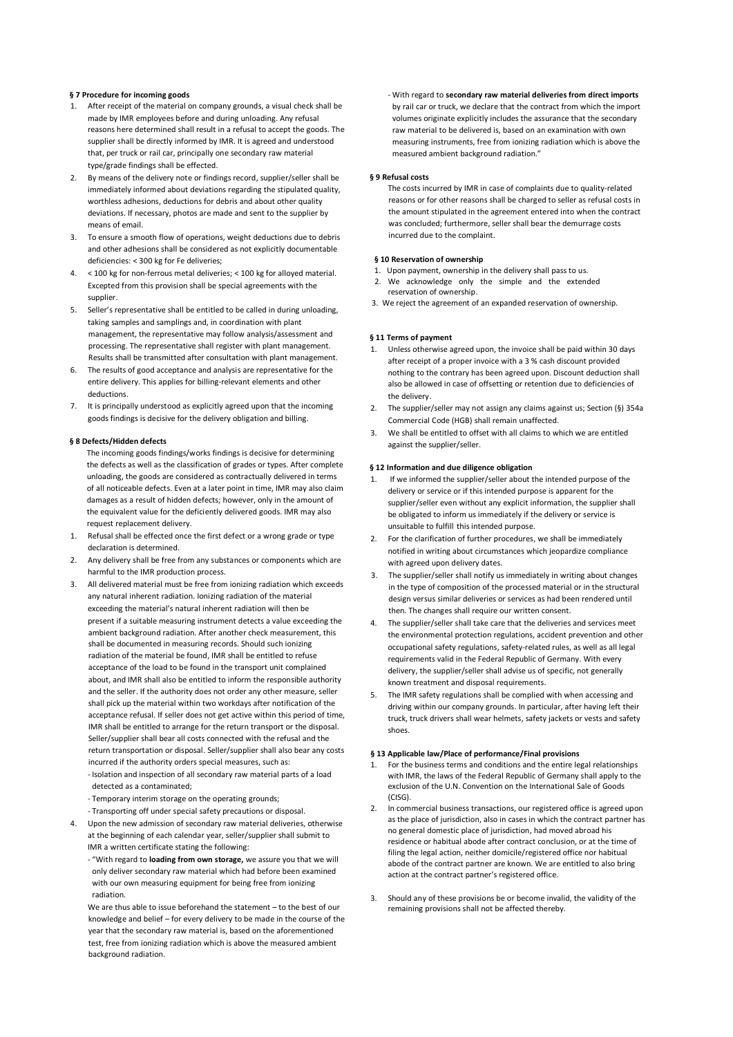### § 7 Procedure for incoming goods

1. After receipt of the material on company grounds, a visual check shall be made by IMR employees before and during unloading. Any refusal reasons here determined shall result in a refusal to accept the goods. The supplier shall be directly informed by IMR. It is agreed and understood that, per truck or rail car, principally one secondary raw material type/grade findings shall be effected.
2. By means of the delivery note or findings record, supplier/seller shall be immediately informed about deviations regarding the stipulated quality, worthless adhesions, deductions for debris and about other quality deviations. If necessary, photos are made and sent to the supplier by means of email.
3. To ensure a smooth flow of operations, weight deductions due to debris and other adhesions shall be considered as not explicitly documentable deficiencies: < 300 kg for Fe deliveries;
4. < 100 kg for non-ferrous metal deliveries; < 100 kg for alloyed material. Excepted from this provision shall be special agreements with the supplier.
5. Seller's representative shall be entitled to be called in during unloading, taking samples and samplings and, in coordination with plant management, the representative may follow analysis/assessment and processing. The representative shall register with plant management. Results shall be transmitted after consultation with plant management.
6. The results of good acceptance and analysis are representative for the entire delivery. This applies for billing-relevant elements and other deductions.
7. It is principally understood as explicitly agreed upon that the incoming goods findings is decisive for the delivery obligation and billing.

### § 8 Defects/Hidden defects

The incoming goods findings/works findings is decisive for determining the defects as well as the classification of grades or types. After complete unloading, the goods are considered as contractually delivered in terms of all noticeable defects. Even at a later point in time, IMR may also claim damages as a result of hidden defects; however, only in the amount of the equivalent value for the deficiently delivered goods. IMR may also request replacement delivery.

1. Refusal shall be effected once the first defect or a wrong grade or type declaration is determined.
2. Any delivery shall be free from any substances or components which are harmful to the IMR production process.
3. All delivered material must be free from ionizing radiation which exceeds any natural inherent radiation. Ionizing radiation of the material exceeding the material's natural inherent radiation will then be present if a suitable measuring instrument detects a value exceeding the ambient background radiation. After another check measurement, this shall be documented in measuring records. Should such ionizing radiation of the material be found, IMR shall be entitled to refuse acceptance of the load to be found in the transport unit complained about, and IMR shall also be entitled to inform the responsible authority and the seller. If the authority does not order any other measure, seller shall pick up the material within two workdays after notification of the acceptance refusal. If seller does not get active within this period of time, IMR shall be entitled to arrange for the return transport or the disposal. Seller/supplier shall bear all costs connected with the refusal and the return transportation or disposal. Seller/supplier shall also bear any costs incurred if the authority orders special measures, such as:
   - Isolation and inspection of all secondary raw material parts of a load detected as a contaminated;
   - Temporary interim storage on the operating grounds;
   - Transporting off under special safety precautions or disposal.
4. Upon the new admission of secondary raw material deliveries, otherwise at the beginning of each calendar year, seller/supplier shall submit to IMR a written certificate stating the following:
   - "With regard to **loading from own storage,** we assure you that we will only deliver secondary raw material which had before been examined with our own measuring equipment for being free from ionizing radiation.

   We are thus able to issue beforehand the statement – to the best of our knowledge and belief – for every delivery to be made in the course of the year that the secondary raw material is, based on the aforementioned test, free from ionizing radiation which is above the measured ambient background radiation.

   - With regard to **secondary raw material deliveries from direct imports** by rail car or truck, we declare that the contract from which the import volumes originate explicitly includes the assurance that the secondary raw material to be delivered is, based on an examination with own measuring instruments, free from ionizing radiation which is above the measured ambient background radiation."

### § 9 Refusal costs

The costs incurred by IMR in case of complaints due to quality-related reasons or for other reasons shall be charged to seller as refusal costs in the amount stipulated in the agreement entered into when the contract was concluded; furthermore, seller shall bear the demurrage costs incurred due to the complaint.

### § 10 Reservation of ownership

1. Upon payment, ownership in the delivery shall pass to us.
2. We acknowledge only the simple and the extended reservation of ownership.
3. We reject the agreement of an expanded reservation of ownership.

### § 11 Terms of payment

1. Unless otherwise agreed upon, the invoice shall be paid within 30 days after receipt of a proper invoice with a 3 % cash discount provided nothing to the contrary has been agreed upon. Discount deduction shall also be allowed in case of offsetting or retention due to deficiencies of the delivery.
2. The supplier/seller may not assign any claims against us; Section (§) 354a Commercial Code (HGB) shall remain unaffected.
3. We shall be entitled to offset with all claims to which we are entitled against the supplier/seller.

### § 12 Information and due diligence obligation

1. If we informed the supplier/seller about the intended purpose of the delivery or service or if this intended purpose is apparent for the supplier/seller even without any explicit information, the supplier shall be obligated to inform us immediately if the delivery or service is unsuitable to fulfill this intended purpose.
2. For the clarification of further procedures, we shall be immediately notified in writing about circumstances which jeopardize compliance with agreed upon delivery dates.
3. The supplier/seller shall notify us immediately in writing about changes in the type of composition of the processed material or in the structural design versus similar deliveries or services as had been rendered until then. The changes shall require our written consent.
4. The supplier/seller shall take care that the deliveries and services meet the environmental protection regulations, accident prevention and other occupational safety regulations, safety-related rules, as well as all legal requirements valid in the Federal Republic of Germany. With every delivery, the supplier/seller shall advise us of specific, not generally known treatment and disposal requirements.
5. The IMR safety regulations shall be complied with when accessing and driving within our company grounds. In particular, after having left their truck, truck drivers shall wear helmets, safety jackets or vests and safety shoes.

### § 13 Applicable law/Place of performance/Final provisions

1. For the business terms and conditions and the entire legal relationships with IMR, the laws of the Federal Republic of Germany shall apply to the exclusion of the U.N. Convention on the International Sale of Goods (CISG).
2. In commercial business transactions, our registered office is agreed upon as the place of jurisdiction, also in cases in which the contract partner has no general domestic place of jurisdiction, had moved abroad his residence or habitual abode after contract conclusion, or at the time of filing the legal action, neither domicile/registered office nor habitual abode of the contract partner are known. We are entitled to also bring action at the contract partner's registered office.
3. Should any of these provisions be or become invalid, the validity of the remaining provisions shall not be affected thereby.